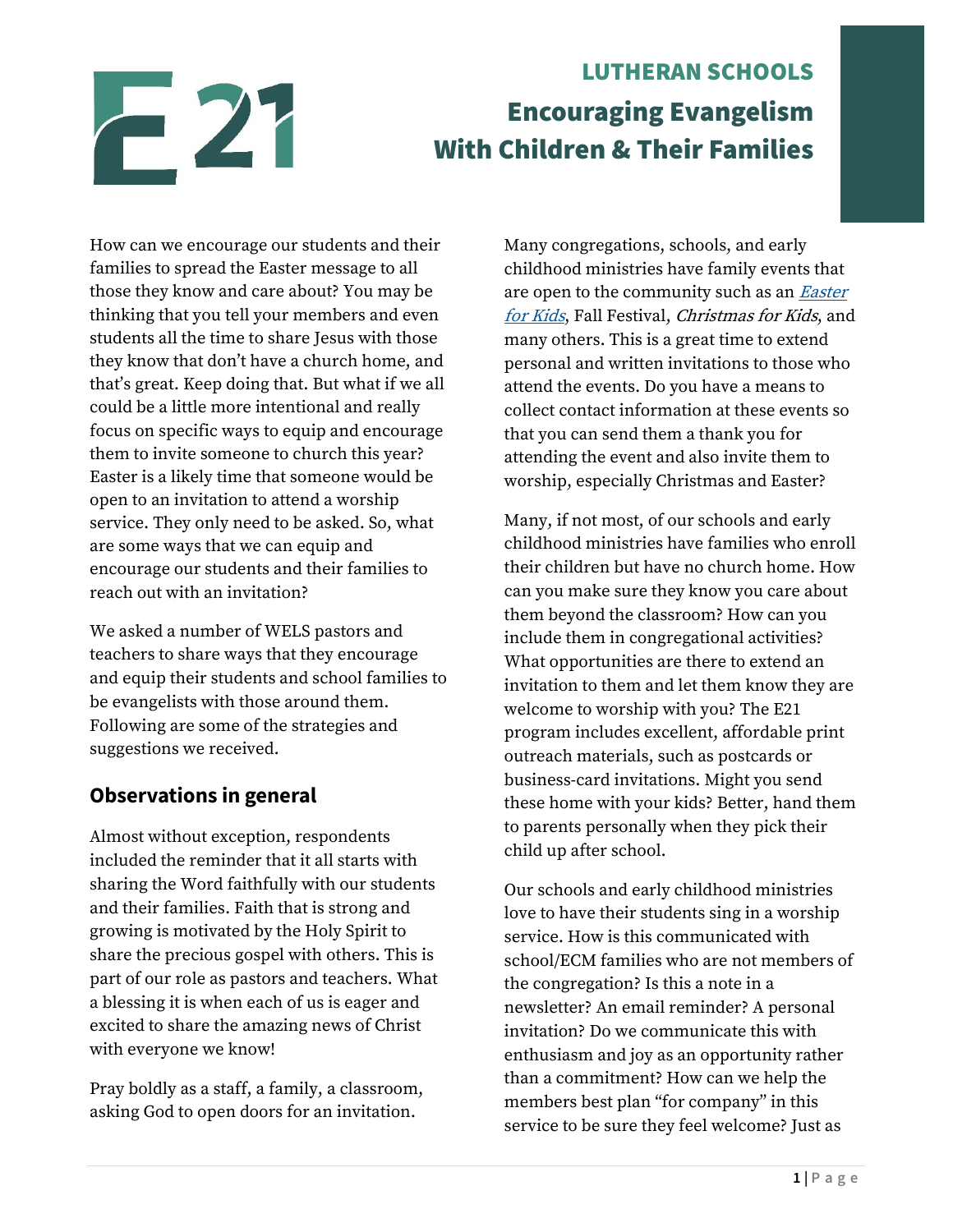LUTHERAN SCHOOLS

# Encouraging Evangelism With Children & Their Families

How can we encourage our students and their families to spread the Easter message to all those they know and care about? You may be thinking that you tell your members and even students all the time to share Jesus with those they know that don't have a church home, and that's great. Keep doing that. But what if we all could be a little more intentional and really focus on specific ways to equip and encourage them to invite someone to church this year? Easter is a likely time that someone would be open to an invitation to attend a worship service. They only need to be asked. So, what are some ways that we can equip and encourage our students and their families to reach out with an invitation?

We asked a number of WELS pastors and teachers to share ways that they encourage and equip their students and school families to be evangelists with those around them. Following are some of the strategies and suggestions we received.

## Observations in general

Almost without exception, respondents included the reminder that it all starts with sharing the Word faithfully with our students and their families. Faith that is strong and growing is motivated by the Holy Spirit to share the precious gospel with others. This is part of our role as pastors and teachers. What a blessing it is when each of us is eager and excited to share the amazing news of Christ with everyone we know!

Pray boldly as a staff, a family, a classroom, asking God to open doors for an invitation.

Many congregations, schools, and early childhood ministries have family events that are open to the community such as an *Easter for Kids*, Fall Festival, *Christmas for Kids*, and many others. This is a great time to extend personal and written invitations to those who attend the events. Do you have a means to collect contact information at these events so that you can send them a thank you for attending the event and also invite them to worship, especially Christmas and Easter?

Many, if not most, of our schools and early childhood ministries have families who enroll their children but have no church home. How can you make sure they know you care about them beyond the classroom? How can you include them in congregational activities? What opportunities are there to extend an invitation to them and let them know they are welcome to worship with you? The E21 program includes excellent, affordable print outreach materials, such as postcards or business-card invitations. Might you send these home with your kids? Better, hand them to parents personally when they pick their child up after school.

Our schools and early childhood ministries love to have their students sing in a worship service. How is this communicated with school/ECM families who are not members of the congregation? Is this a note in a newsletter? An email reminder? A personal invitation? Do we communicate this with enthusiasm and joy as an opportunity rather than a commitment? How can we help the members best plan "for company" in this service to be sure they feel welcome? Just as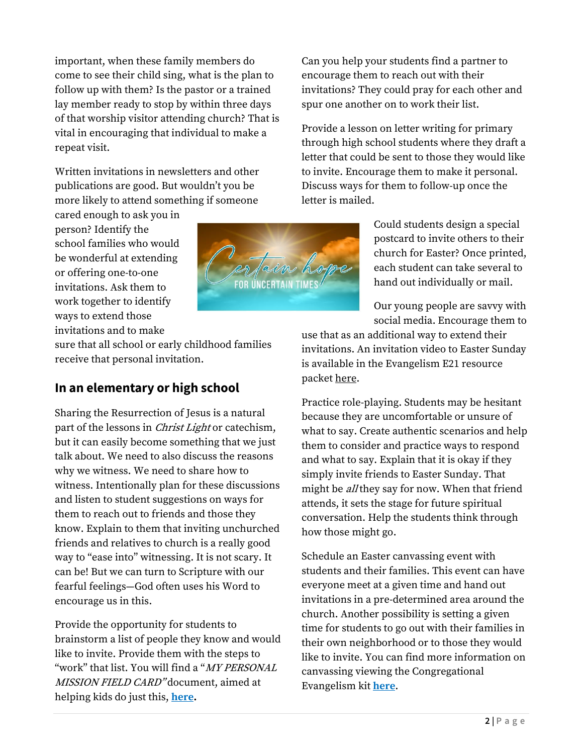important, when these family members do come to see their child sing, what is the plan to follow up with them? Is the pastor or a trained lay member ready to stop by within three days of that worship visitor attending church? That is vital in encouraging that individual to make a repeat visit.

Written invitations in newsletters and other publications are good. But wouldn't you be more likely to attend something if someone cared enough to ask you in person? Identify the school families who would be wonderful at extending or offering one-to-one invitations. Ask them to work together to identify ways to extend those invitations and to make sure that all school or early childhood families receive that personal invitation.

## In an elementary or high school

Sharing the Resurrection of Jesus is a natural part of the lessons in *Christ Light* or catechism, but it can easily become something that we just talk about. We need to also discuss the reasons why we witness. We need to share how to witness. Intentionally plan for these discussions and listen to student suggestions on ways for them to reach out to friends and those they know. Explain to them that inviting unchurched friends and relatives to church is a really good way to "ease into" witnessing. It is not scary. It can be! But we can turn to Scripture with our fearful feelings—God often uses his Word to encourage us in this.

Provide the opportunity for students to brainstorm a list of people they know and would like to invite. Provide them with the steps to "work" that list. You will find a "*MY PERSONAL MISSION FIELD CARD"* document, aimed at helping kids do just this, **here**.

Can you help your students find a partner to encourage them to reach out with their invitations? They could pray for each other and spur one another on to work their list.

Provide a lesson on letter writing for primary through high school students where they draft a letter that could be sent to those they would like to invite. Encourage them to make it personal. Discuss ways for them to follow-up once the letter is mailed.

Could students design a special postcard to invite others to their church for Easter? Once printed, each student can take several to hand out individually or mail.

Our young people are savvy with social media. Encourage them to use that as an additional way to extend their invitations. An invitation video to Easter Sunday is available in the Evangelism E21 resource packet here.

Practice role-playing. Students may be hesitant because they are uncomfortable or unsure of what to say. Create authentic scenarios and help them to consider and practice ways to respond and what to say. Explain that it is okay if they simply invite friends to Easter Sunday. That might be *all* they say for now. When that friend attends, it sets the stage for future spiritual conversation. Help the students think through how those might go.

Schedule an Easter canvassing event with students and their families. This event can have everyone meet at a given time and hand out invitations in a pre-determined area around the church. Another possibility is setting a given time for students to go out with their families in their own neighborhood or to those they would like to invite. You can find more information on canvassing viewing the Congregational Evangelism kit **here**.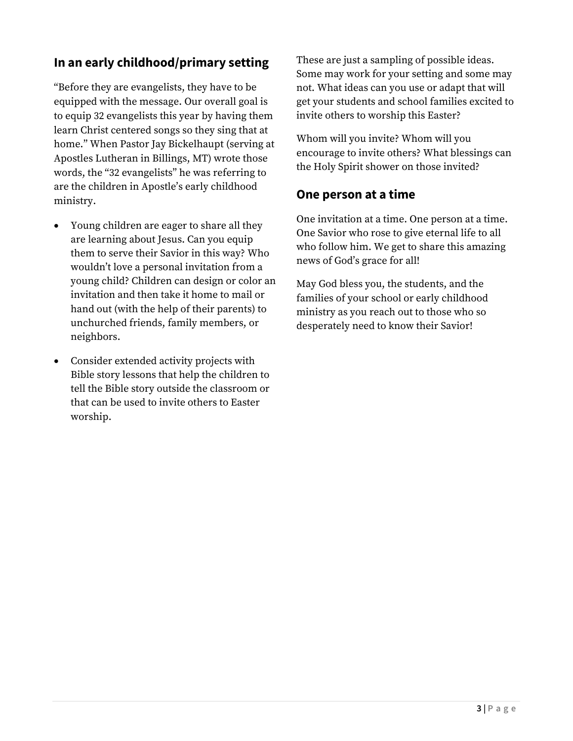## In an early childhood/primary setting

"Before they are evangelists, they have to be equipped with the message. Our overall goal is to equip 32 evangelists this year by having them learn Christ centered songs so they sing that at home." When Pastor Jay Bickelhaupt (serving at Apostles Lutheran in Billings, MT) wrote those words, the "32 evangelists" he was referring to are the children in Apostle's early childhood ministry.

- Young children are eager to share all they are learning about Jesus. Can you equip them to serve their Savior in this way? Who wouldn't love a personal invitation from a young child? Children can design or color an invitation and then take it home to mail or hand out (with the help of their parents) to unchurched friends, family members, or neighbors.
- Consider extended activity projects with Bible story lessons that help the children to tell the Bible story outside the classroom or that can be used to invite others to Easter worship.

These are just a sampling of possible ideas. Some may work for your setting and some may not. What ideas can you use or adapt that will get your students and school families excited to invite others to worship this Easter?

Whom will you invite? Whom will you encourage to invite others? What blessings can the Holy Spirit shower on those invited?

## One person at a time

One invitation at a time. One person at a time. One Savior who rose to give eternal life to all who follow him. We get to share this amazing news of God's grace for all!

May God bless you, the students, and the families of your school or early childhood ministry as you reach out to those who so desperately need to know their Savior!